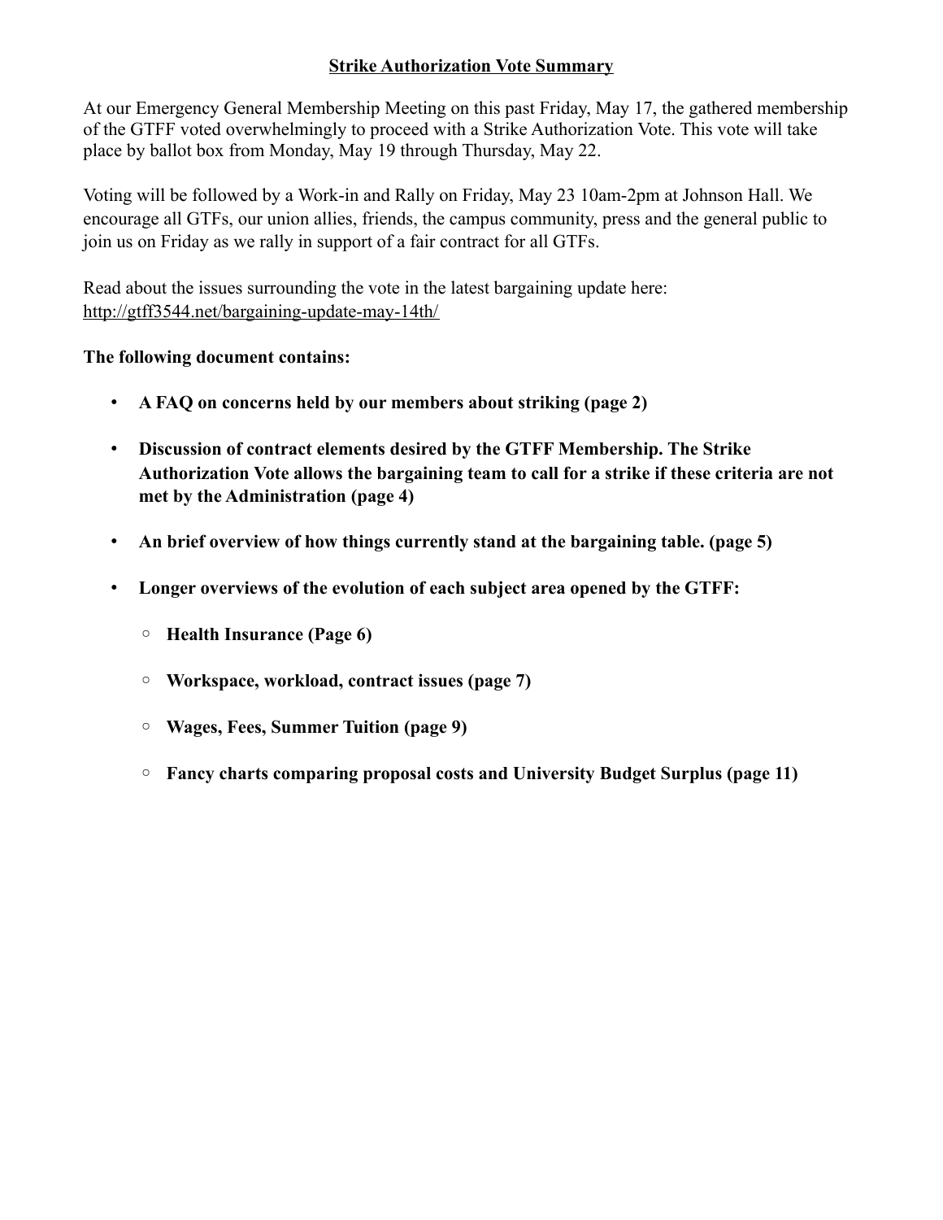# Strike Authorization Vote Summary

At our Emergency General Membership Meeting on this past Friday, May 17, the gathered membership of the GTFF voted overwhelmingly to proceed with a Strike Authorization Vote. This vote will take place by ballot box from Monday, May 19 through Thursday, May 22.

Voting will be followed by a Work-in and Rally on Friday, May 23 10am-2pm at Johnson Hall. We encourage all GTFs, our union allies, friends, the campus community, press and the general public to join us on Friday as we rally in support of a fair contract for all GTFs.

Read about the issues surrounding the vote in the latest bargaining update here: http://gtff3544.net/bargaining-update-may-14th/

**The following document contains:**

- **A FAQ on concerns held by our members about striking (page 2)**
- **Discussion of contract elements desired by the GTFF Membership. The Strike Authorization Vote allows the bargaining team to call for a strike if these criteria are not met by the Administration (page 4)**
- **An brief overview of how things currently stand at the bargaining table. (page 5)**
- **Longer overviews of the evolution of each subject area opened by the GTFF:**
  - **Health Insurance (Page 6)**
  - **Workspace, workload, contract issues (page 7)**
  - **Wages, Fees, Summer Tuition (page 9)**
  - **Fancy charts comparing proposal costs and University Budget Surplus (page 11)**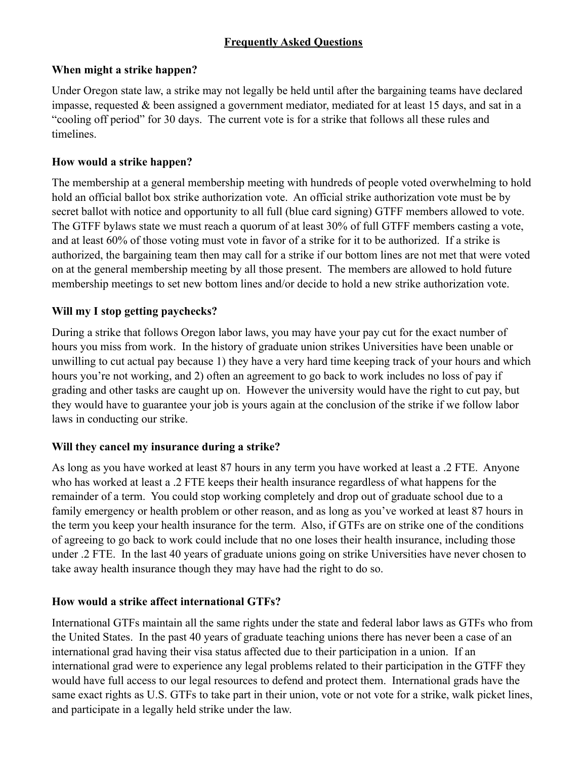## Frequently Asked Questions

### When might a strike happen?

Under Oregon state law, a strike may not legally be held until after the bargaining teams have declared impasse, requested & been assigned a government mediator, mediated for at least 15 days, and sat in a "cooling off period" for 30 days. The current vote is for a strike that follows all these rules and timelines.

### How would a strike happen?

The membership at a general membership meeting with hundreds of people voted overwhelming to hold hold an official ballot box strike authorization vote. An official strike authorization vote must be by secret ballot with notice and opportunity to all full (blue card signing) GTFF members allowed to vote. The GTFF bylaws state we must reach a quorum of at least 30% of full GTFF members casting a vote, and at least 60% of those voting must vote in favor of a strike for it to be authorized. If a strike is authorized, the bargaining team then may call for a strike if our bottom lines are not met that were voted on at the general membership meeting by all those present. The members are allowed to hold future membership meetings to set new bottom lines and/or decide to hold a new strike authorization vote.

### Will my I stop getting paychecks?

During a strike that follows Oregon labor laws, you may have your pay cut for the exact number of hours you miss from work. In the history of graduate union strikes Universities have been unable or unwilling to cut actual pay because 1) they have a very hard time keeping track of your hours and which hours you're not working, and 2) often an agreement to go back to work includes no loss of pay if grading and other tasks are caught up on. However the university would have the right to cut pay, but they would have to guarantee your job is yours again at the conclusion of the strike if we follow labor laws in conducting our strike.

### Will they cancel my insurance during a strike?

As long as you have worked at least 87 hours in any term you have worked at least a .2 FTE. Anyone who has worked at least a .2 FTE keeps their health insurance regardless of what happens for the remainder of a term. You could stop working completely and drop out of graduate school due to a family emergency or health problem or other reason, and as long as you've worked at least 87 hours in the term you keep your health insurance for the term. Also, if GTFs are on strike one of the conditions of agreeing to go back to work could include that no one loses their health insurance, including those under .2 FTE. In the last 40 years of graduate unions going on strike Universities have never chosen to take away health insurance though they may have had the right to do so.

### How would a strike affect international GTFs?

International GTFs maintain all the same rights under the state and federal labor laws as GTFs who from the United States. In the past 40 years of graduate teaching unions there has never been a case of an international grad having their visa status affected due to their participation in a union. If an international grad were to experience any legal problems related to their participation in the GTFF they would have full access to our legal resources to defend and protect them. International grads have the same exact rights as U.S. GTFs to take part in their union, vote or not vote for a strike, walk picket lines, and participate in a legally held strike under the law.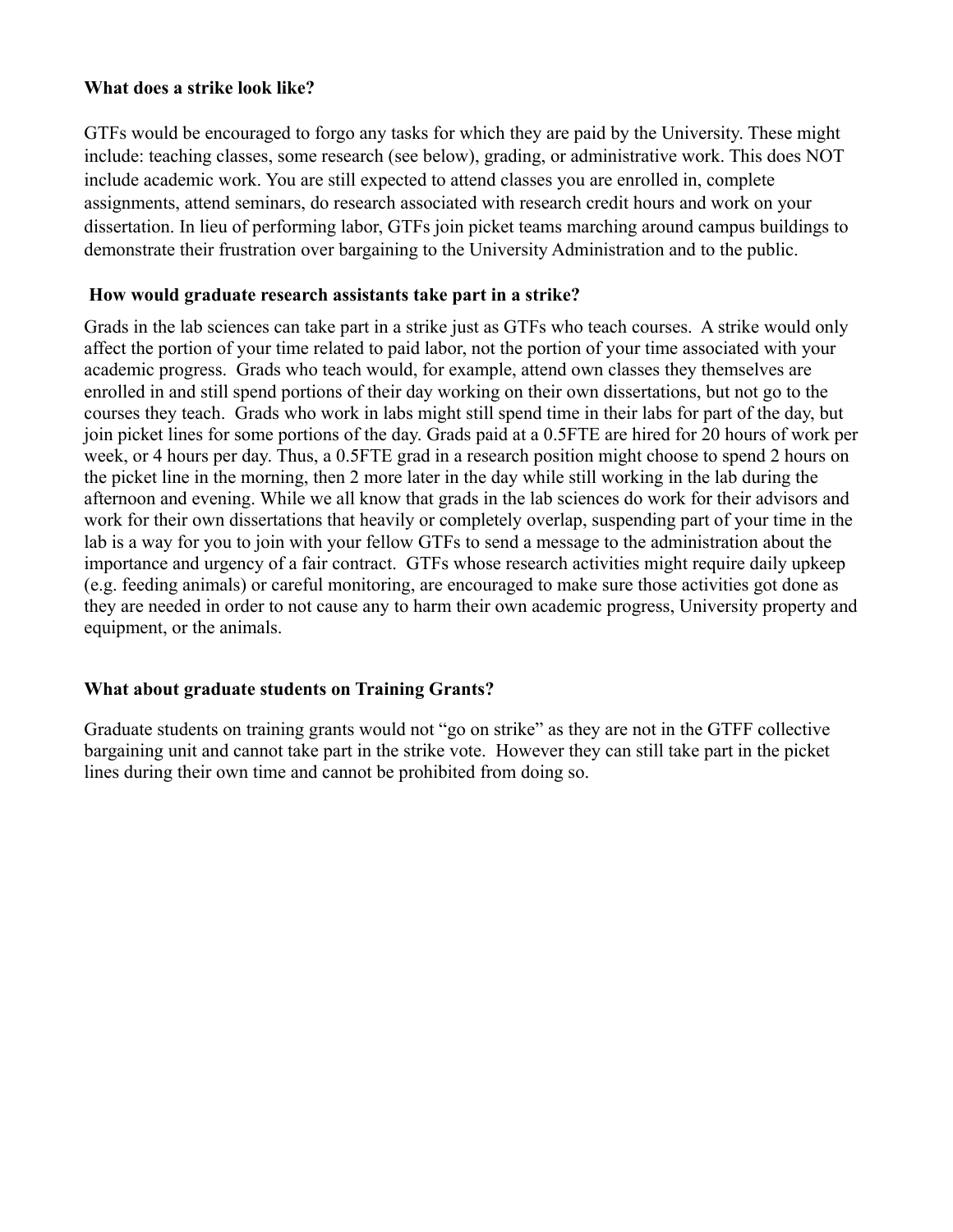**What does a strike look like?**

GTFs would be encouraged to forgo any tasks for which they are paid by the University. These might include: teaching classes, some research (see below), grading, or administrative work. This does NOT include academic work. You are still expected to attend classes you are enrolled in, complete assignments, attend seminars, do research associated with research credit hours and work on your dissertation. In lieu of performing labor, GTFs join picket teams marching around campus buildings to demonstrate their frustration over bargaining to the University Administration and to the public.

**How would graduate research assistants take part in a strike?**

Grads in the lab sciences can take part in a strike just as GTFs who teach courses. A strike would only affect the portion of your time related to paid labor, not the portion of your time associated with your academic progress. Grads who teach would, for example, attend own classes they themselves are enrolled in and still spend portions of their day working on their own dissertations, but not go to the courses they teach. Grads who work in labs might still spend time in their labs for part of the day, but join picket lines for some portions of the day. Grads paid at a 0.5FTE are hired for 20 hours of work per week, or 4 hours per day. Thus, a 0.5FTE grad in a research position might choose to spend 2 hours on the picket line in the morning, then 2 more later in the day while still working in the lab during the afternoon and evening. While we all know that grads in the lab sciences do work for their advisors and work for their own dissertations that heavily or completely overlap, suspending part of your time in the lab is a way for you to join with your fellow GTFs to send a message to the administration about the importance and urgency of a fair contract. GTFs whose research activities might require daily upkeep (e.g. feeding animals) or careful monitoring, are encouraged to make sure those activities got done as they are needed in order to not cause any to harm their own academic progress, University property and equipment, or the animals.

**What about graduate students on Training Grants?**

Graduate students on training grants would not "go on strike" as they are not in the GTFF collective bargaining unit and cannot take part in the strike vote. However they can still take part in the picket lines during their own time and cannot be prohibited from doing so.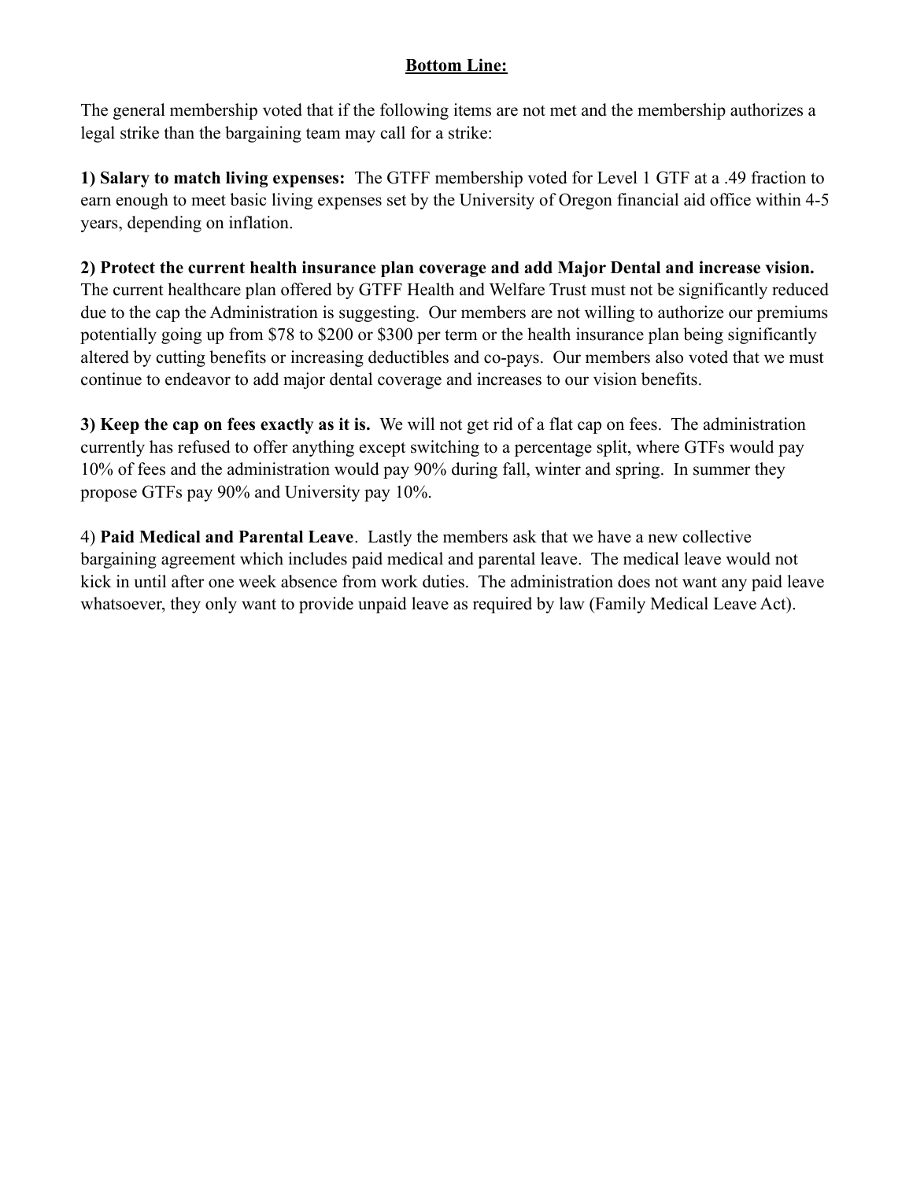**Bottom Line:**

The general membership voted that if the following items are not met and the membership authorizes a legal strike than the bargaining team may call for a strike:

**1) Salary to match living expenses:** The GTFF membership voted for Level 1 GTF at a .49 fraction to earn enough to meet basic living expenses set by the University of Oregon financial aid office within 4-5 years, depending on inflation.

**2) Protect the current health insurance plan coverage and add Major Dental and increase vision.** The current healthcare plan offered by GTFF Health and Welfare Trust must not be significantly reduced due to the cap the Administration is suggesting. Our members are not willing to authorize our premiums potentially going up from $78 to $200 or $300 per term or the health insurance plan being significantly altered by cutting benefits or increasing deductibles and co-pays. Our members also voted that we must continue to endeavor to add major dental coverage and increases to our vision benefits.

**3) Keep the cap on fees exactly as it is.** We will not get rid of a flat cap on fees. The administration currently has refused to offer anything except switching to a percentage split, where GTFs would pay 10% of fees and the administration would pay 90% during fall, winter and spring. In summer they propose GTFs pay 90% and University pay 10%.

4) **Paid Medical and Parental Leave**. Lastly the members ask that we have a new collective bargaining agreement which includes paid medical and parental leave. The medical leave would not kick in until after one week absence from work duties. The administration does not want any paid leave whatsoever, they only want to provide unpaid leave as required by law (Family Medical Leave Act).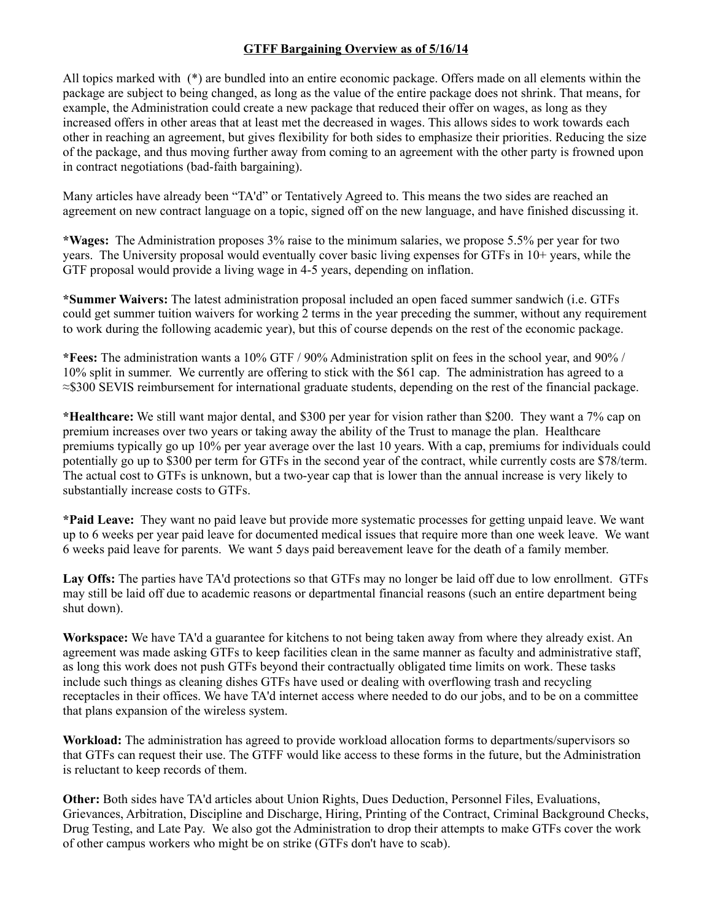**GTFF Bargaining Overview as of 5/16/14**

All topics marked with (*) are bundled into an entire economic package. Offers made on all elements within the package are subject to being changed, as long as the value of the entire package does not shrink. That means, for example, the Administration could create a new package that reduced their offer on wages, as long as they increased offers in other areas that at least met the decreased in wages. This allows sides to work towards each other in reaching an agreement, but gives flexibility for both sides to emphasize their priorities. Reducing the size of the package, and thus moving further away from coming to an agreement with the other party is frowned upon in contract negotiations (bad-faith bargaining).

Many articles have already been "TA'd" or Tentatively Agreed to. This means the two sides are reached an agreement on new contract language on a topic, signed off on the new language, and have finished discussing it.

***Wages:** The Administration proposes 3% raise to the minimum salaries, we propose 5.5% per year for two years. The University proposal would eventually cover basic living expenses for GTFs in 10+ years, while the GTF proposal would provide a living wage in 4-5 years, depending on inflation.

***Summer Waivers:** The latest administration proposal included an open faced summer sandwich (i.e. GTFs could get summer tuition waivers for working 2 terms in the year preceding the summer, without any requirement to work during the following academic year), but this of course depends on the rest of the economic package.

***Fees:** The administration wants a 10% GTF / 90% Administration split on fees in the school year, and 90% / 10% split in summer. We currently are offering to stick with the $61 cap. The administration has agreed to a ≈$300 SEVIS reimbursement for international graduate students, depending on the rest of the financial package.

***Healthcare:** We still want major dental, and $300 per year for vision rather than $200. They want a 7% cap on premium increases over two years or taking away the ability of the Trust to manage the plan. Healthcare premiums typically go up 10% per year average over the last 10 years. With a cap, premiums for individuals could potentially go up to $300 per term for GTFs in the second year of the contract, while currently costs are $78/term. The actual cost to GTFs is unknown, but a two-year cap that is lower than the annual increase is very likely to substantially increase costs to GTFs.

***Paid Leave:** They want no paid leave but provide more systematic processes for getting unpaid leave. We want up to 6 weeks per year paid leave for documented medical issues that require more than one week leave. We want 6 weeks paid leave for parents. We want 5 days paid bereavement leave for the death of a family member.

**Lay Offs:** The parties have TA'd protections so that GTFs may no longer be laid off due to low enrollment. GTFs may still be laid off due to academic reasons or departmental financial reasons (such an entire department being shut down).

**Workspace:** We have TA'd a guarantee for kitchens to not being taken away from where they already exist. An agreement was made asking GTFs to keep facilities clean in the same manner as faculty and administrative staff, as long this work does not push GTFs beyond their contractually obligated time limits on work. These tasks include such things as cleaning dishes GTFs have used or dealing with overflowing trash and recycling receptacles in their offices. We have TA'd internet access where needed to do our jobs, and to be on a committee that plans expansion of the wireless system.

**Workload:** The administration has agreed to provide workload allocation forms to departments/supervisors so that GTFs can request their use. The GTFF would like access to these forms in the future, but the Administration is reluctant to keep records of them.

**Other:** Both sides have TA'd articles about Union Rights, Dues Deduction, Personnel Files, Evaluations, Grievances, Arbitration, Discipline and Discharge, Hiring, Printing of the Contract, Criminal Background Checks, Drug Testing, and Late Pay. We also got the Administration to drop their attempts to make GTFs cover the work of other campus workers who might be on strike (GTFs don't have to scab).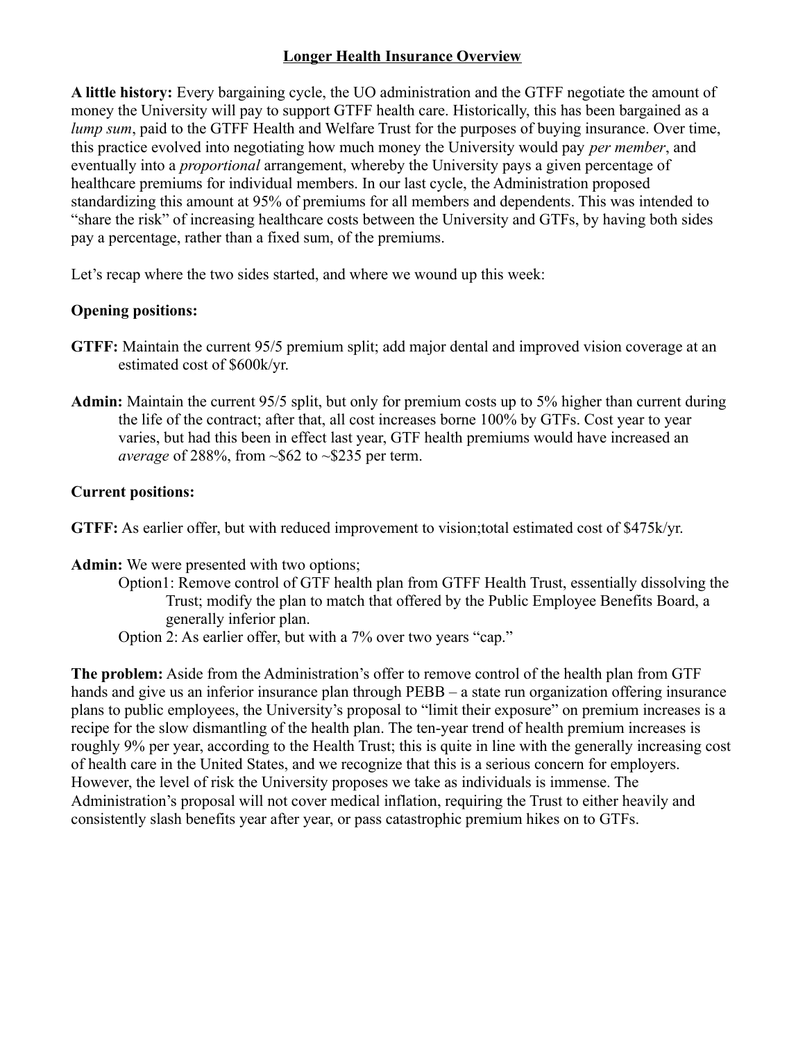# Longer Health Insurance Overview

**A little history:** Every bargaining cycle, the UO administration and the GTFF negotiate the amount of money the University will pay to support GTFF health care. Historically, this has been bargained as a *lump sum*, paid to the GTFF Health and Welfare Trust for the purposes of buying insurance. Over time, this practice evolved into negotiating how much money the University would pay *per member*, and eventually into a *proportional* arrangement, whereby the University pays a given percentage of healthcare premiums for individual members. In our last cycle, the Administration proposed standardizing this amount at 95% of premiums for all members and dependents. This was intended to "share the risk" of increasing healthcare costs between the University and GTFs, by having both sides pay a percentage, rather than a fixed sum, of the premiums.

Let's recap where the two sides started, and where we wound up this week:

**Opening positions:**

**GTFF:** Maintain the current 95/5 premium split; add major dental and improved vision coverage at an estimated cost of $600k/yr.

**Admin:** Maintain the current 95/5 split, but only for premium costs up to 5% higher than current during the life of the contract; after that, all cost increases borne 100% by GTFs. Cost year to year varies, but had this been in effect last year, GTF health premiums would have increased an *average* of 288%, from ~$62 to ~$235 per term.

**Current positions:**

**GTFF:** As earlier offer, but with reduced improvement to vision;total estimated cost of $475k/yr.

**Admin:** We were presented with two options;

- Option1: Remove control of GTF health plan from GTFF Health Trust, essentially dissolving the Trust; modify the plan to match that offered by the Public Employee Benefits Board, a generally inferior plan.
- Option 2: As earlier offer, but with a 7% over two years "cap."

**The problem:** Aside from the Administration's offer to remove control of the health plan from GTF hands and give us an inferior insurance plan through PEBB – a state run organization offering insurance plans to public employees, the University's proposal to "limit their exposure" on premium increases is a recipe for the slow dismantling of the health plan. The ten-year trend of health premium increases is roughly 9% per year, according to the Health Trust; this is quite in line with the generally increasing cost of health care in the United States, and we recognize that this is a serious concern for employers. However, the level of risk the University proposes we take as individuals is immense. The Administration's proposal will not cover medical inflation, requiring the Trust to either heavily and consistently slash benefits year after year, or pass catastrophic premium hikes on to GTFs.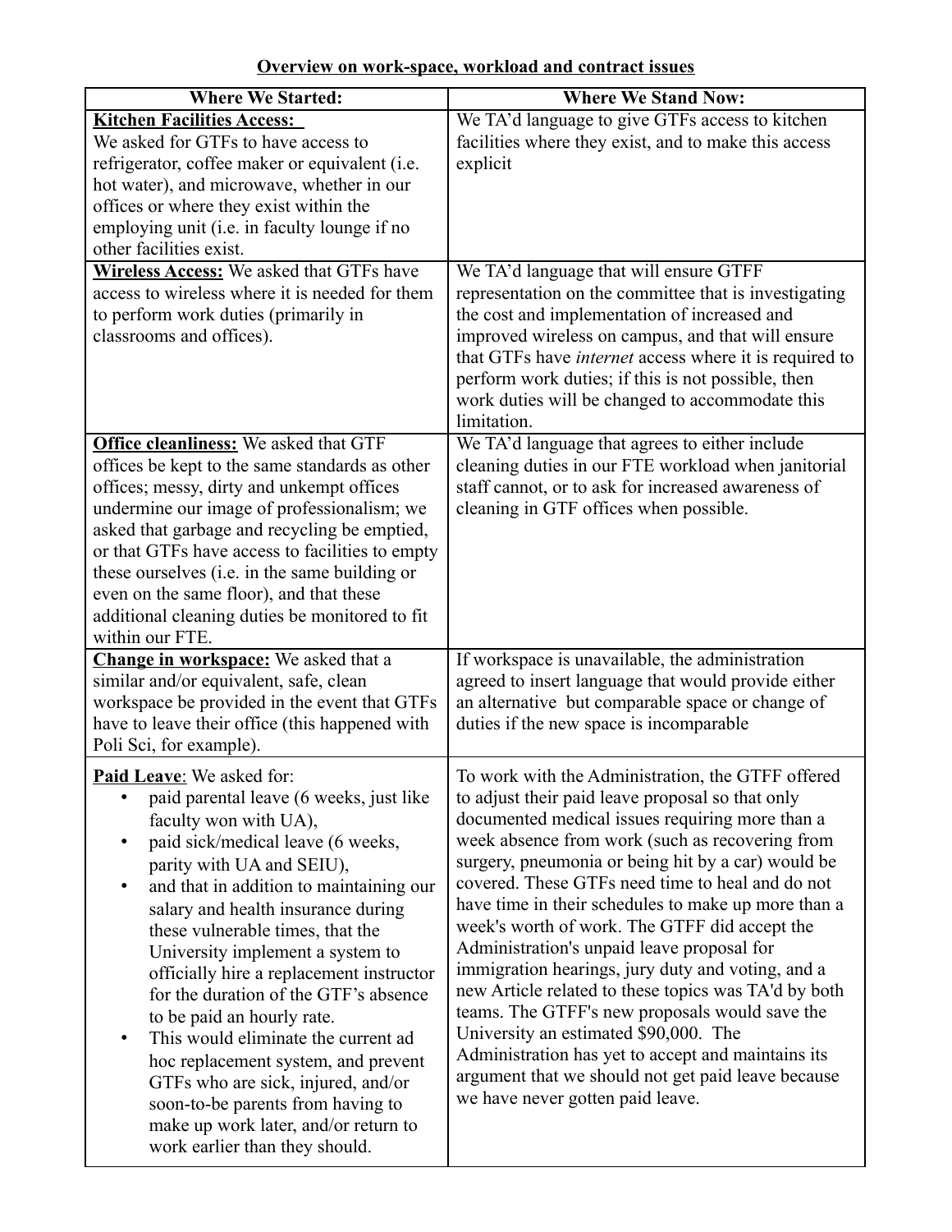**Overview on work-space, workload and contract issues**

| Where We Started: | Where We Stand Now: |
|---|---|
| **Kitchen Facilities Access:** We asked for GTFs to have access to refrigerator, coffee maker or equivalent (i.e. hot water), and microwave, whether in our offices or where they exist within the employing unit (i.e. in faculty lounge if no other facilities exist. | We TA'd language to give GTFs access to kitchen facilities where they exist, and to make this access explicit |
| **Wireless Access:** We asked that GTFs have access to wireless where it is needed for them to perform work duties (primarily in classrooms and offices). | We TA'd language that will ensure GTFF representation on the committee that is investigating the cost and implementation of increased and improved wireless on campus, and that will ensure that GTFs have *internet* access where it is required to perform work duties; if this is not possible, then work duties will be changed to accommodate this limitation. |
| **Office cleanliness:** We asked that GTF offices be kept to the same standards as other offices; messy, dirty and unkempt offices undermine our image of professionalism; we asked that garbage and recycling be emptied, or that GTFs have access to facilities to empty these ourselves (i.e. in the same building or even on the same floor), and that these additional cleaning duties be monitored to fit within our FTE. | We TA'd language that agrees to either include cleaning duties in our FTE workload when janitorial staff cannot, or to ask for increased awareness of cleaning in GTF offices when possible. |
| **Change in workspace:** We asked that a similar and/or equivalent, safe, clean workspace be provided in the event that GTFs have to leave their office (this happened with Poli Sci, for example). | If workspace is unavailable, the administration agreed to insert language that would provide either an alternative but comparable space or change of duties if the new space is incomparable |
| **Paid Leave**: We asked for:<br>• paid parental leave (6 weeks, just like faculty won with UA),<br>• paid sick/medical leave (6 weeks, parity with UA and SEIU),<br>• and that in addition to maintaining our salary and health insurance during these vulnerable times, that the University implement a system to officially hire a replacement instructor for the duration of the GTF's absence to be paid an hourly rate.<br>• This would eliminate the current ad hoc replacement system, and prevent GTFs who are sick, injured, and/or soon-to-be parents from having to make up work later, and/or return to work earlier than they should. | To work with the Administration, the GTFF offered to adjust their paid leave proposal so that only documented medical issues requiring more than a week absence from work (such as recovering from surgery, pneumonia or being hit by a car) would be covered. These GTFs need time to heal and do not have time in their schedules to make up more than a week's worth of work. The GTFF did accept the Administration's unpaid leave proposal for immigration hearings, jury duty and voting, and a new Article related to these topics was TA'd by both teams. The GTFF's new proposals would save the University an estimated $90,000. The Administration has yet to accept and maintains its argument that we should not get paid leave because we have never gotten paid leave. |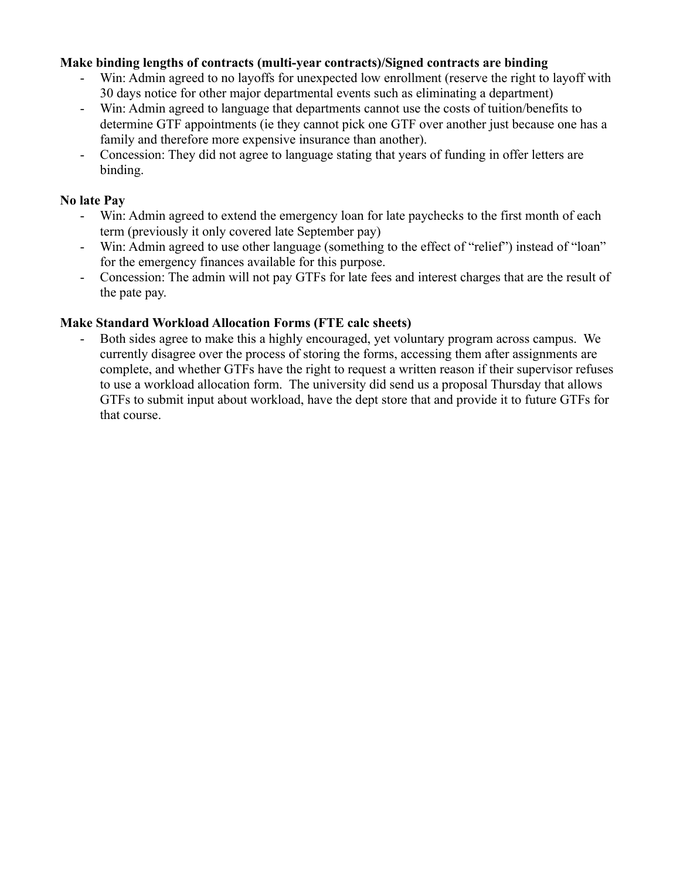**Make binding lengths of contracts (multi-year contracts)/Signed contracts are binding**

- Win: Admin agreed to no layoffs for unexpected low enrollment (reserve the right to layoff with 30 days notice for other major departmental events such as eliminating a department)
- Win: Admin agreed to language that departments cannot use the costs of tuition/benefits to determine GTF appointments (ie they cannot pick one GTF over another just because one has a family and therefore more expensive insurance than another).
- Concession: They did not agree to language stating that years of funding in offer letters are binding.

**No late Pay**

- Win: Admin agreed to extend the emergency loan for late paychecks to the first month of each term (previously it only covered late September pay)
- Win: Admin agreed to use other language (something to the effect of "relief") instead of "loan" for the emergency finances available for this purpose.
- Concession: The admin will not pay GTFs for late fees and interest charges that are the result of the pate pay.

**Make Standard Workload Allocation Forms (FTE calc sheets)**

- Both sides agree to make this a highly encouraged, yet voluntary program across campus. We currently disagree over the process of storing the forms, accessing them after assignments are complete, and whether GTFs have the right to request a written reason if their supervisor refuses to use a workload allocation form. The university did send us a proposal Thursday that allows GTFs to submit input about workload, have the dept store that and provide it to future GTFs for that course.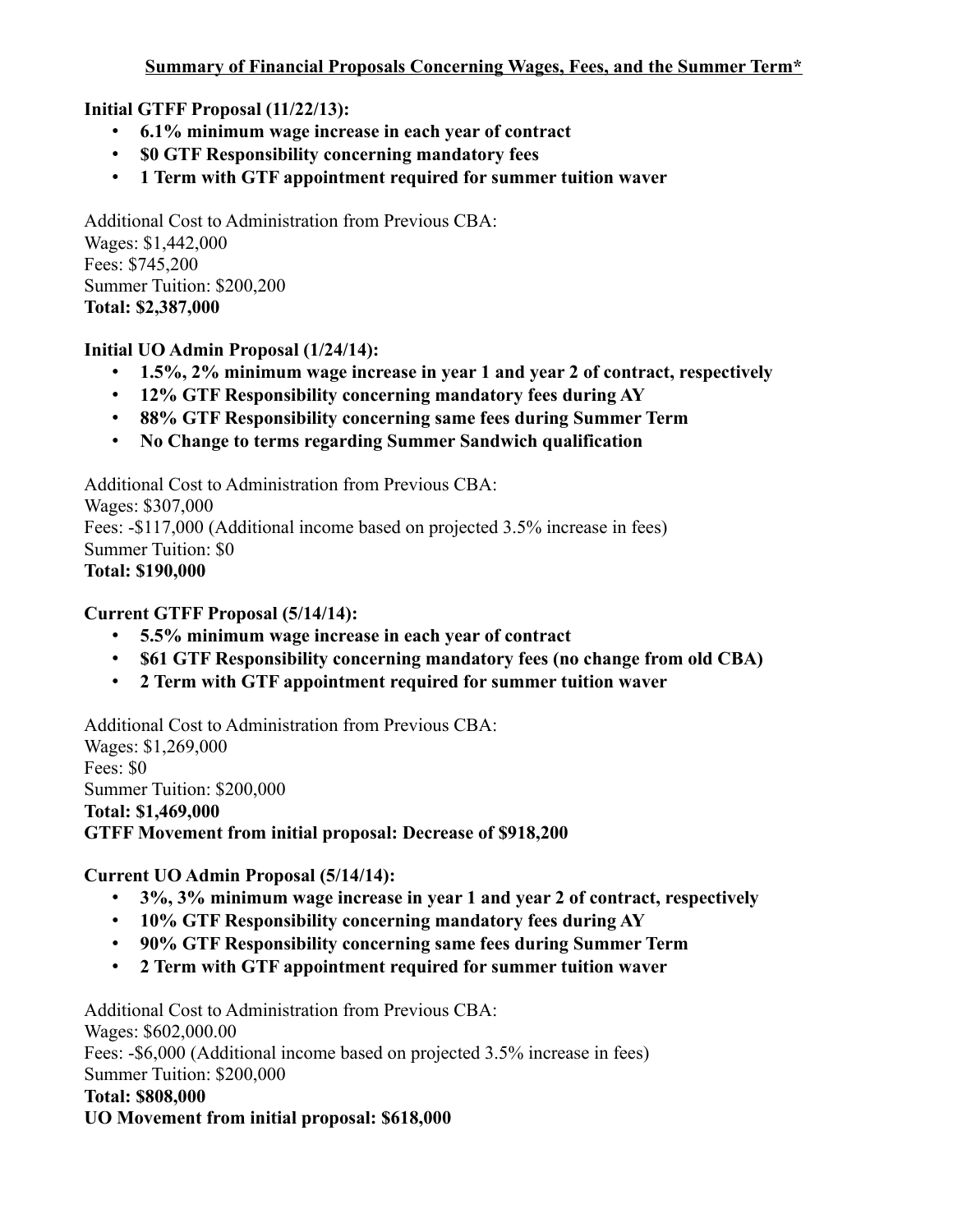## Summary of Financial Proposals Concerning Wages, Fees, and the Summer Term*

**Initial GTFF Proposal (11/22/13):**

- **6.1% minimum wage increase in each year of contract**
- **$0 GTF Responsibility concerning mandatory fees**
- **1 Term with GTF appointment required for summer tuition waver**

Additional Cost to Administration from Previous CBA:
Wages: $1,442,000
Fees: $745,200
Summer Tuition: $200,200
**Total: $2,387,000**

**Initial UO Admin Proposal (1/24/14):**

- **1.5%, 2% minimum wage increase in year 1 and year 2 of contract, respectively**
- **12% GTF Responsibility concerning mandatory fees during AY**
- **88% GTF Responsibility concerning same fees during Summer Term**
- **No Change to terms regarding Summer Sandwich qualification**

Additional Cost to Administration from Previous CBA:
Wages: $307,000
Fees: -$117,000 (Additional income based on projected 3.5% increase in fees)
Summer Tuition: $0
**Total: $190,000**

**Current GTFF Proposal (5/14/14):**

- **5.5% minimum wage increase in each year of contract**
- **$61 GTF Responsibility concerning mandatory fees (no change from old CBA)**
- **2 Term with GTF appointment required for summer tuition waver**

Additional Cost to Administration from Previous CBA:
Wages: $1,269,000
Fees: $0
Summer Tuition: $200,000
**Total: $1,469,000**
**GTFF Movement from initial proposal: Decrease of $918,200**

**Current UO Admin Proposal (5/14/14):**

- **3%, 3% minimum wage increase in year 1 and year 2 of contract, respectively**
- **10% GTF Responsibility concerning mandatory fees during AY**
- **90% GTF Responsibility concerning same fees during Summer Term**
- **2 Term with GTF appointment required for summer tuition waver**

Additional Cost to Administration from Previous CBA:
Wages: $602,000.00
Fees: -$6,000 (Additional income based on projected 3.5% increase in fees)
Summer Tuition: $200,000
**Total: $808,000**
**UO Movement from initial proposal: $618,000**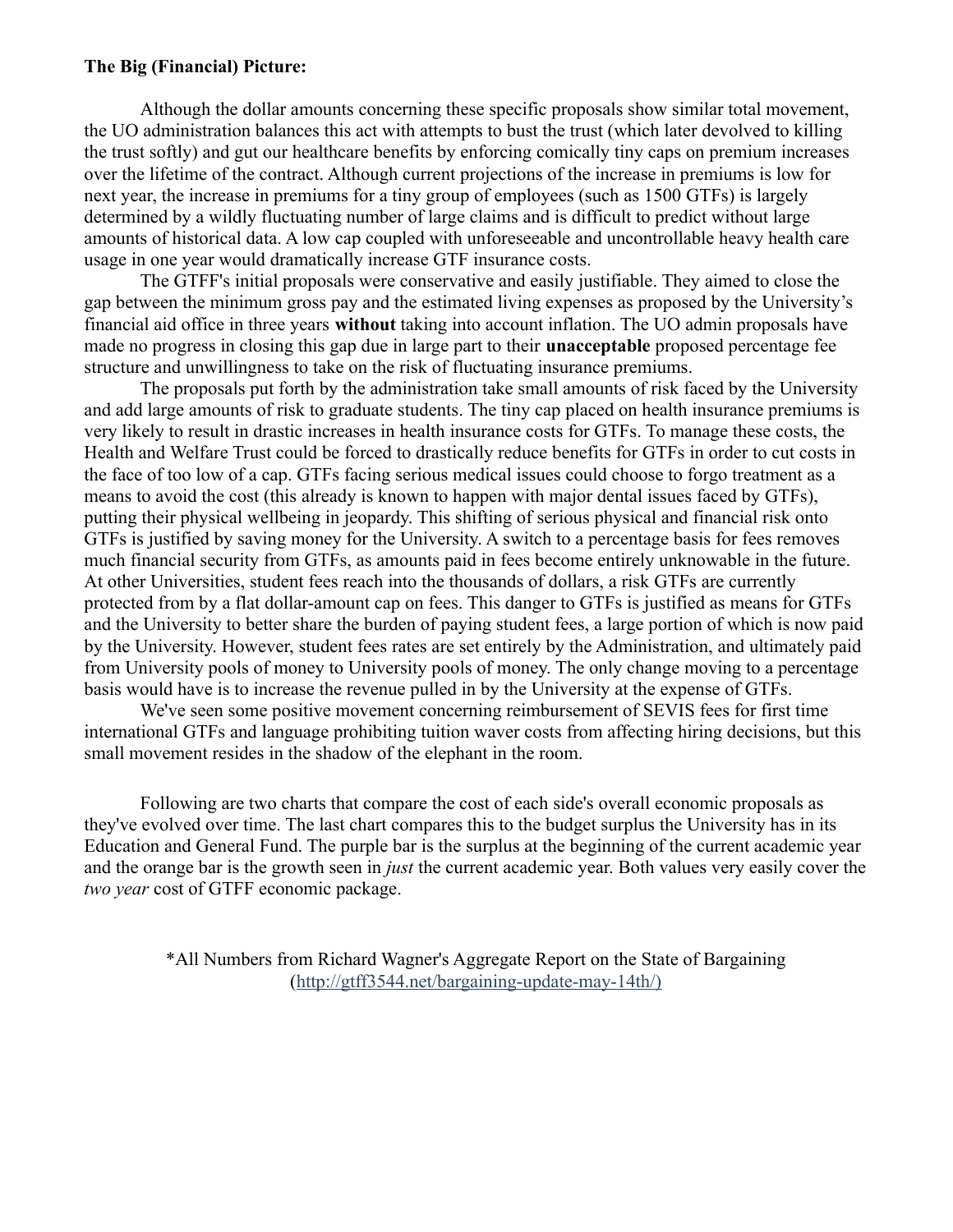**The Big (Financial) Picture:**

Although the dollar amounts concerning these specific proposals show similar total movement, the UO administration balances this act with attempts to bust the trust (which later devolved to killing the trust softly) and gut our healthcare benefits by enforcing comically tiny caps on premium increases over the lifetime of the contract. Although current projections of the increase in premiums is low for next year, the increase in premiums for a tiny group of employees (such as 1500 GTFs) is largely determined by a wildly fluctuating number of large claims and is difficult to predict without large amounts of historical data. A low cap coupled with unforeseeable and uncontrollable heavy health care usage in one year would dramatically increase GTF insurance costs.

The GTFF's initial proposals were conservative and easily justifiable. They aimed to close the gap between the minimum gross pay and the estimated living expenses as proposed by the University's financial aid office in three years **without** taking into account inflation. The UO admin proposals have made no progress in closing this gap due in large part to their **unacceptable** proposed percentage fee structure and unwillingness to take on the risk of fluctuating insurance premiums.

The proposals put forth by the administration take small amounts of risk faced by the University and add large amounts of risk to graduate students. The tiny cap placed on health insurance premiums is very likely to result in drastic increases in health insurance costs for GTFs. To manage these costs, the Health and Welfare Trust could be forced to drastically reduce benefits for GTFs in order to cut costs in the face of too low of a cap. GTFs facing serious medical issues could choose to forgo treatment as a means to avoid the cost (this already is known to happen with major dental issues faced by GTFs), putting their physical wellbeing in jeopardy. This shifting of serious physical and financial risk onto GTFs is justified by saving money for the University. A switch to a percentage basis for fees removes much financial security from GTFs, as amounts paid in fees become entirely unknowable in the future. At other Universities, student fees reach into the thousands of dollars, a risk GTFs are currently protected from by a flat dollar-amount cap on fees. This danger to GTFs is justified as means for GTFs and the University to better share the burden of paying student fees, a large portion of which is now paid by the University. However, student fees rates are set entirely by the Administration, and ultimately paid from University pools of money to University pools of money. The only change moving to a percentage basis would have is to increase the revenue pulled in by the University at the expense of GTFs.

We've seen some positive movement concerning reimbursement of SEVIS fees for first time international GTFs and language prohibiting tuition waver costs from affecting hiring decisions, but this small movement resides in the shadow of the elephant in the room.

Following are two charts that compare the cost of each side's overall economic proposals as they've evolved over time. The last chart compares this to the budget surplus the University has in its Education and General Fund. The purple bar is the surplus at the beginning of the current academic year and the orange bar is the growth seen in *just* the current academic year. Both values very easily cover the *two year* cost of GTFF economic package.

*All Numbers from Richard Wagner's Aggregate Report on the State of Bargaining (http://gtff3544.net/bargaining-update-may-14th/)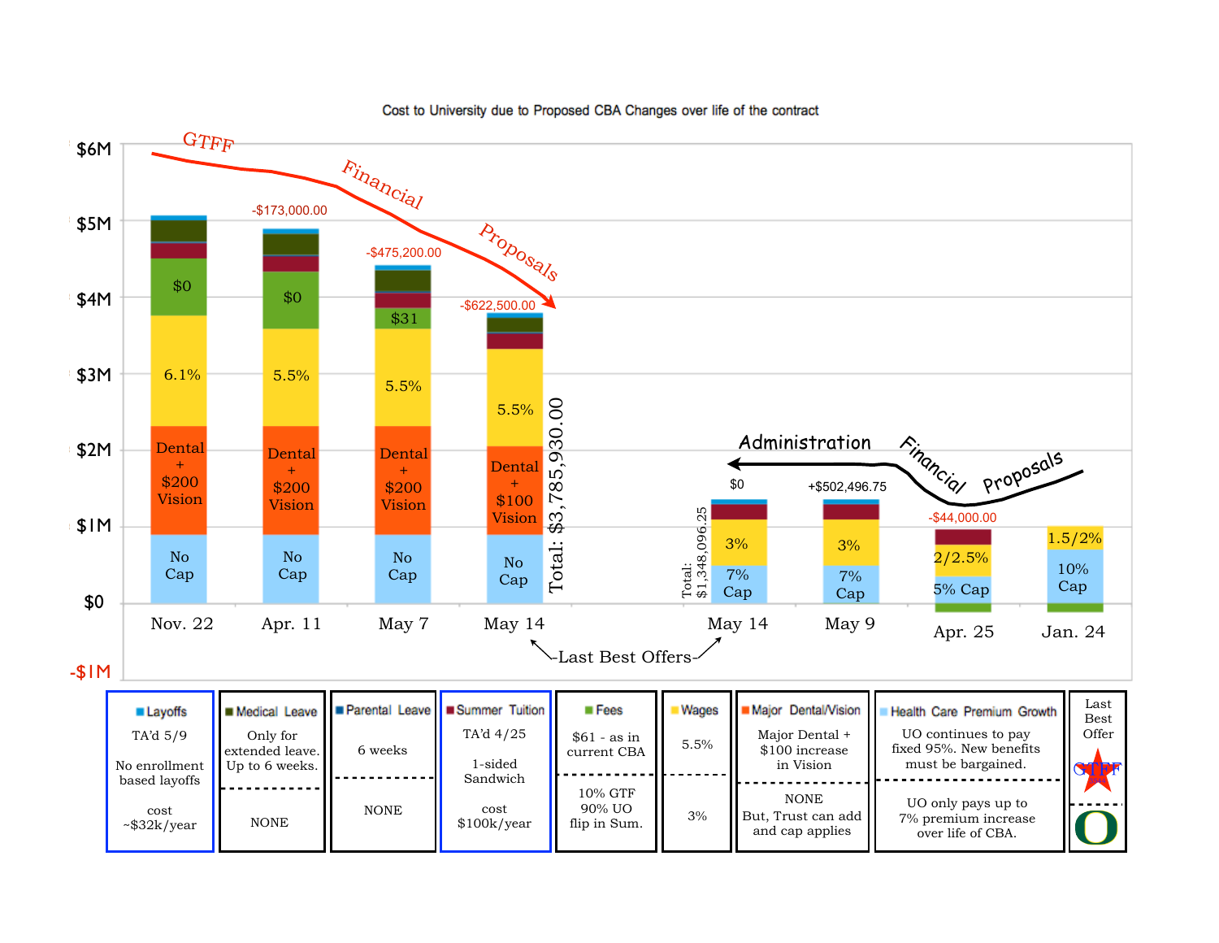## Cost to University due to Proposed CBA Changes over life of the contract

GTFF Financial Proposals → | Administration Financial Proposals ←

| | Nov. 22 | Apr. 11 | May 7 | May 14 | May 14 | May 9 | Apr. 25 | Jan. 24 |
|---|---|---|---|---|---|---|---|---|
| Change | | -$173,000.00 | -$475,200.00 | -$622,500.00 | $0 | +$502,496.75 | -$44,000.00 | |
| Fees | $0 | $0 | $31 | | | | | |
| Wages | 6.1% | 5.5% | 5.5% | 5.5% | 3% | 3% | 2/2.5% | 1.5/2% |
| Major Dental/Vision | Dental + $200 Vision | Dental + $200 Vision | Dental + $200 Vision | Dental + $100 Vision | | | | |
| Health Care Premium Growth | No Cap | No Cap | No Cap | No Cap | 7% Cap | 7% Cap | 5% Cap | 10% Cap |
| Total | | | | $3,785,930.00 | $1,348,096.25 | | | |

Last Best Offers: May 14 (GTFF) and May 14 (Administration)

Axis: $6M, $5M, $4M, $3M, $2M, $1M, $0, -$1M

| Layoffs | Medical Leave | Parental Leave | Summer Tuition | Fees | Wages | Major Dental/Vision | Health Care Premium Growth | Last Best Offer |
|---|---|---|---|---|---|---|---|---|
| TA'd 5/9<br>No enrollment based layoffs<br>cost ~$32k/year | Only for extended leave. Up to 6 weeks. | 6 weeks | TA'd 4/25<br>1-sided Sandwich<br>cost $100k/year | $61 - as in current CBA | 5.5% | Major Dental + $100 increase in Vision | UO continues to pay fixed 95%. New benefits must be bargained. | GTFF |
| | NONE | NONE | | 10% GTF 90% UO flip in Sum. | 3% | NONE But, Trust can add and cap applies | UO only pays up to 7% premium increase over life of CBA. | O |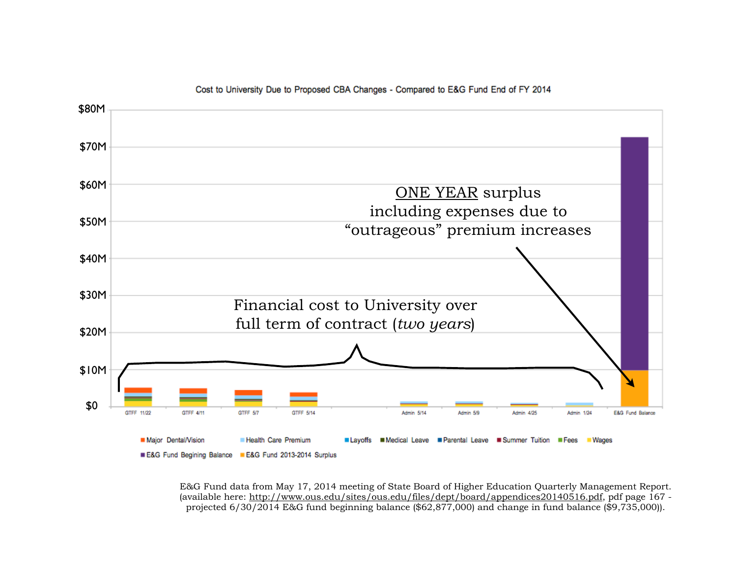Cost to University Due to Proposed CBA Changes - Compared to E&G Fund End of FY 2014

$80M
$70M
$60M
$50M
$40M
$30M
$20M
$10M
$0

GTFF 11/22
GTFF 4/11
GTFF 5/7
GTFF 5/14
Admin 5/14
Admin 5/9
Admin 4/25
Admin 1/24
E&G Fund Balance

ONE YEAR surplus
including expenses due to
"outrageous" premium increases

Financial cost to University over
full term of contract (*two years*)

Major Dental/Vision
Health Care Premium
Layoffs
Medical Leave
Parental Leave
Summer Tuition
Fees
Wages
E&G Fund Begining Balance
E&G Fund 2013-2014 Surplus

E&G Fund data from May 17, 2014 meeting of State Board of Higher Education Quarterly Management Report. (available here: http://www.ous.edu/sites/ous.edu/files/dept/board/appendices20140516.pdf, pdf page 167 - projected 6/30/2014 E&G fund beginning balance ($62,877,000) and change in fund balance ($9,735,000)).